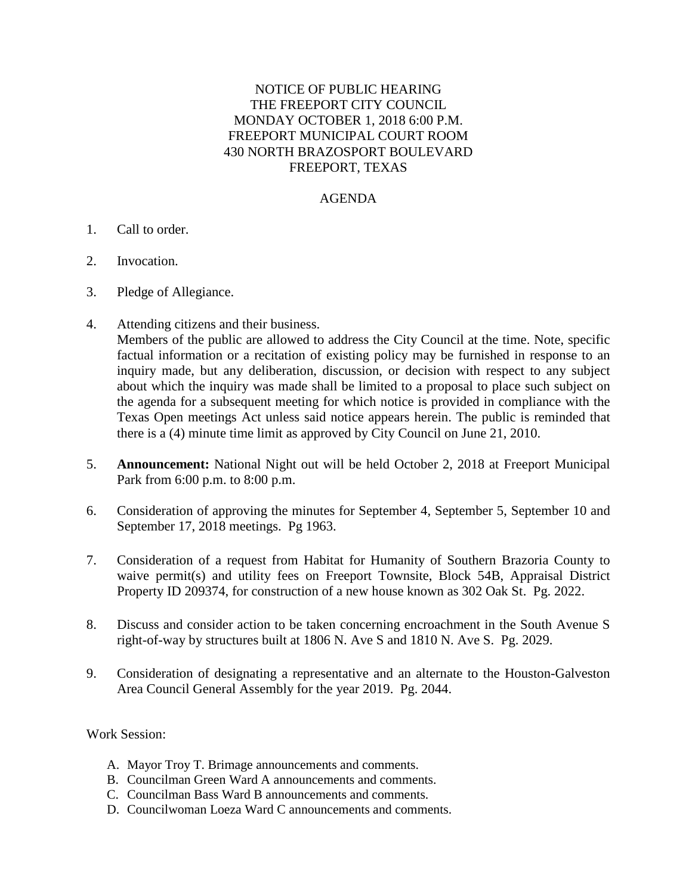NOTICE OF PUBLIC HEARING
THE FREEPORT CITY COUNCIL
MONDAY OCTOBER 1, 2018 6:00 P.M.
FREEPORT MUNICIPAL COURT ROOM
430 NORTH BRAZOSPORT BOULEVARD
FREEPORT, TEXAS

AGENDA

1. Call to order.

2. Invocation.

3. Pledge of Allegiance.

4. Attending citizens and their business.
   Members of the public are allowed to address the City Council at the time. Note, specific factual information or a recitation of existing policy may be furnished in response to an inquiry made, but any deliberation, discussion, or decision with respect to any subject about which the inquiry was made shall be limited to a proposal to place such subject on the agenda for a subsequent meeting for which notice is provided in compliance with the Texas Open meetings Act unless said notice appears herein. The public is reminded that there is a (4) minute time limit as approved by City Council on June 21, 2010.

5. **Announcement:** National Night out will be held October 2, 2018 at Freeport Municipal Park from 6:00 p.m. to 8:00 p.m.

6. Consideration of approving the minutes for September 4, September 5, September 10 and September 17, 2018 meetings. Pg 1963.

7. Consideration of a request from Habitat for Humanity of Southern Brazoria County to waive permit(s) and utility fees on Freeport Townsite, Block 54B, Appraisal District Property ID 209374, for construction of a new house known as 302 Oak St. Pg. 2022.

8. Discuss and consider action to be taken concerning encroachment in the South Avenue S right-of-way by structures built at 1806 N. Ave S and 1810 N. Ave S. Pg. 2029.

9. Consideration of designating a representative and an alternate to the Houston-Galveston Area Council General Assembly for the year 2019. Pg. 2044.

Work Session:

A. Mayor Troy T. Brimage announcements and comments.
B. Councilman Green Ward A announcements and comments.
C. Councilman Bass Ward B announcements and comments.
D. Councilwoman Loeza Ward C announcements and comments.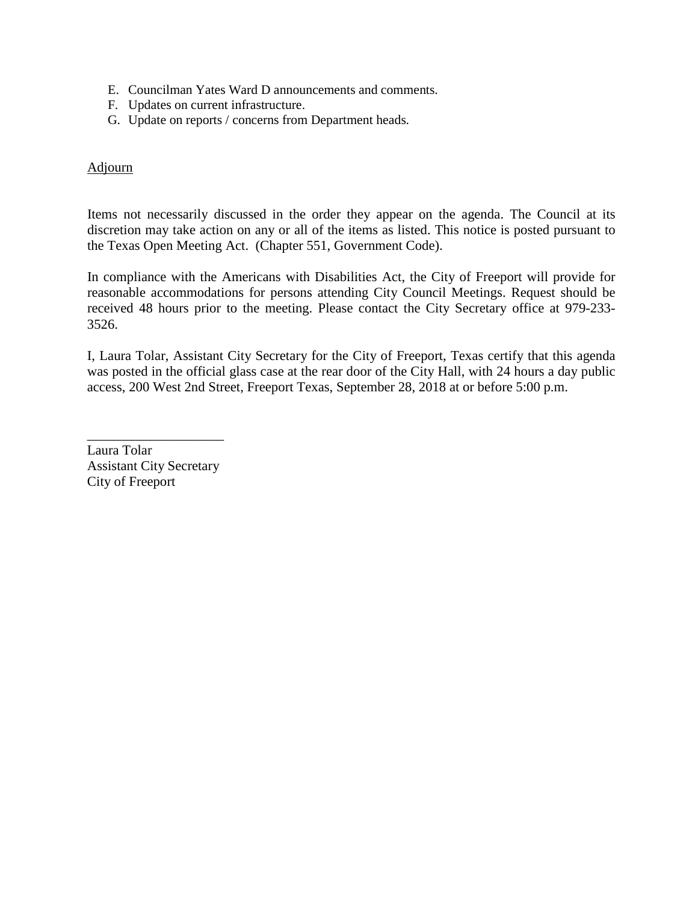E. Councilman Yates Ward D announcements and comments.
F. Updates on current infrastructure.
G. Update on reports / concerns from Department heads.

<u>Adjourn</u>

Items not necessarily discussed in the order they appear on the agenda. The Council at its discretion may take action on any or all of the items as listed. This notice is posted pursuant to the Texas Open Meeting Act. (Chapter 551, Government Code).

In compliance with the Americans with Disabilities Act, the City of Freeport will provide for reasonable accommodations for persons attending City Council Meetings. Request should be received 48 hours prior to the meeting. Please contact the City Secretary office at 979-233-3526.

I, Laura Tolar, Assistant City Secretary for the City of Freeport, Texas certify that this agenda was posted in the official glass case at the rear door of the City Hall, with 24 hours a day public access, 200 West 2nd Street, Freeport Texas, September 28, 2018 at or before 5:00 p.m.

____________________
Laura Tolar
Assistant City Secretary
City of Freeport